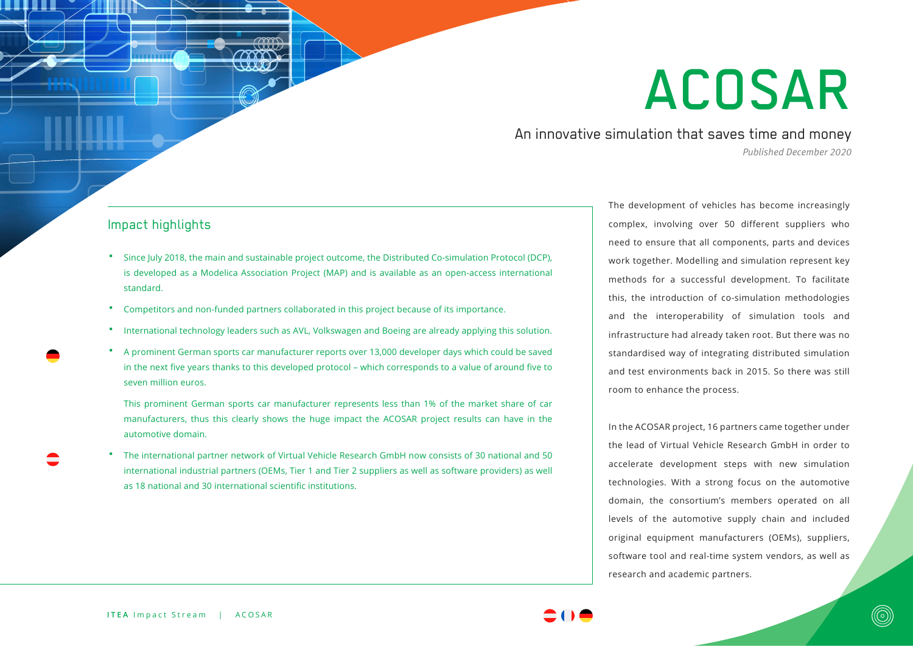# ACOSAR

## An innovative simulation that saves time and money

*Published December 2020*

### Impact highlights

- Since July 2018, the main and sustainable project outcome, the Distributed Co-simulation Protocol (DCP), is developed as a Modelica Association Project (MAP) and is available as an open-access international standard.
- Competitors and non-funded partners collaborated in this project because of its importance.
- International technology leaders such as AVL, Volkswagen and Boeing are already applying this solution.
- A prominent German sports car manufacturer reports over 13,000 developer days which could be saved in the next five years thanks to this developed protocol – which corresponds to a value of around five to seven million euros.

  This prominent German sports car manufacturer represents less than 1% of the market share of car manufacturers, thus this clearly shows the huge impact the ACOSAR project results can have in the automotive domain.
- The international partner network of Virtual Vehicle Research GmbH now consists of 30 national and 50 international industrial partners (OEMs, Tier 1 and Tier 2 suppliers as well as software providers) as well as 18 national and 30 international scientific institutions.

The development of vehicles has become increasingly complex, involving over 50 different suppliers who need to ensure that all components, parts and devices work together. Modelling and simulation represent key methods for a successful development. To facilitate this, the introduction of co-simulation methodologies and the interoperability of simulation tools and infrastructure had already taken root. But there was no standardised way of integrating distributed simulation and test environments back in 2015. So there was still room to enhance the process.

In the ACOSAR project, 16 partners came together under the lead of Virtual Vehicle Research GmbH in order to accelerate development steps with new simulation technologies. With a strong focus on the automotive domain, the consortium's members operated on all levels of the automotive supply chain and included original equipment manufacturers (OEMs), suppliers, software tool and real-time system vendors, as well as research and academic partners.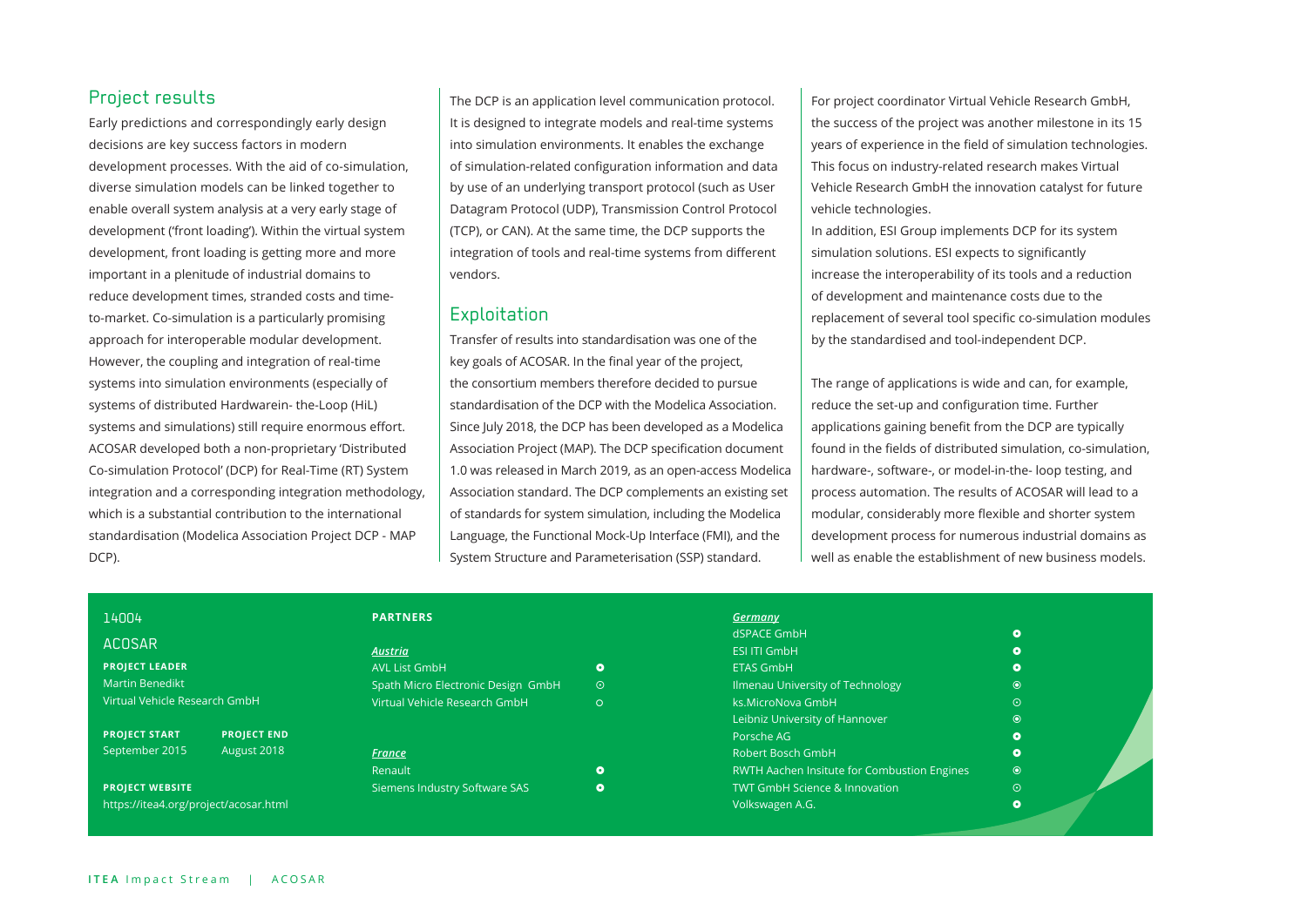## Project results

Early predictions and correspondingly early design decisions are key success factors in modern development processes. With the aid of co-simulation, diverse simulation models can be linked together to enable overall system analysis at a very early stage of development ('front loading'). Within the virtual system development, front loading is getting more and more important in a plenitude of industrial domains to reduce development times, stranded costs and time-to-market. Co-simulation is a particularly promising approach for interoperable modular development. However, the coupling and integration of real-time systems into simulation environments (especially of systems of distributed Hardwarein- the-Loop (HiL) systems and simulations) still require enormous effort. ACOSAR developed both a non-proprietary 'Distributed Co-simulation Protocol' (DCP) for Real-Time (RT) System integration and a corresponding integration methodology, which is a substantial contribution to the international standardisation (Modelica Association Project DCP - MAP DCP).

The DCP is an application level communication protocol. It is designed to integrate models and real-time systems into simulation environments. It enables the exchange of simulation-related configuration information and data by use of an underlying transport protocol (such as User Datagram Protocol (UDP), Transmission Control Protocol (TCP), or CAN). At the same time, the DCP supports the integration of tools and real-time systems from different vendors.

## Exploitation

Transfer of results into standardisation was one of the key goals of ACOSAR. In the final year of the project, the consortium members therefore decided to pursue standardisation of the DCP with the Modelica Association. Since July 2018, the DCP has been developed as a Modelica Association Project (MAP). The DCP specification document 1.0 was released in March 2019, as an open-access Modelica Association standard. The DCP complements an existing set of standards for system simulation, including the Modelica Language, the Functional Mock-Up Interface (FMI), and the System Structure and Parameterisation (SSP) standard.

For project coordinator Virtual Vehicle Research GmbH, the success of the project was another milestone in its 15 years of experience in the field of simulation technologies. This focus on industry-related research makes Virtual Vehicle Research GmbH the innovation catalyst for future vehicle technologies.

In addition, ESI Group implements DCP for its system simulation solutions. ESI expects to significantly increase the interoperability of its tools and a reduction of development and maintenance costs due to the replacement of several tool specific co-simulation modules by the standardised and tool-independent DCP.

The range of applications is wide and can, for example, reduce the set-up and configuration time. Further applications gaining benefit from the DCP are typically found in the fields of distributed simulation, co-simulation, hardware-, software-, or model-in-the- loop testing, and process automation. The results of ACOSAR will lead to a modular, considerably more flexible and shorter system development process for numerous industrial domains as well as enable the establishment of new business models.

---

14004

ACOSAR

**PROJECT LEADER**
Martin Benedikt
Virtual Vehicle Research GmbH

**PROJECT START**
September 2015

**PROJECT END**
August 2018

**PROJECT WEBSITE**
https://itea4.org/project/acosar.html

**PARTNERS**

***Austria***
- AVL List GmbH
- Spath Micro Electronic Design GmbH
- Virtual Vehicle Research GmbH

***France***
- Renault
- Siemens Industry Software SAS

***Germany***
- dSPACE GmbH
- ESI ITI GmbH
- ETAS GmbH
- Ilmenau University of Technology
- ks.MicroNova GmbH
- Leibniz University of Hannover
- Porsche AG
- Robert Bosch GmbH
- RWTH Aachen Insitute for Combustion Engines
- TWT GmbH Science & Innovation
- Volkswagen A.G.